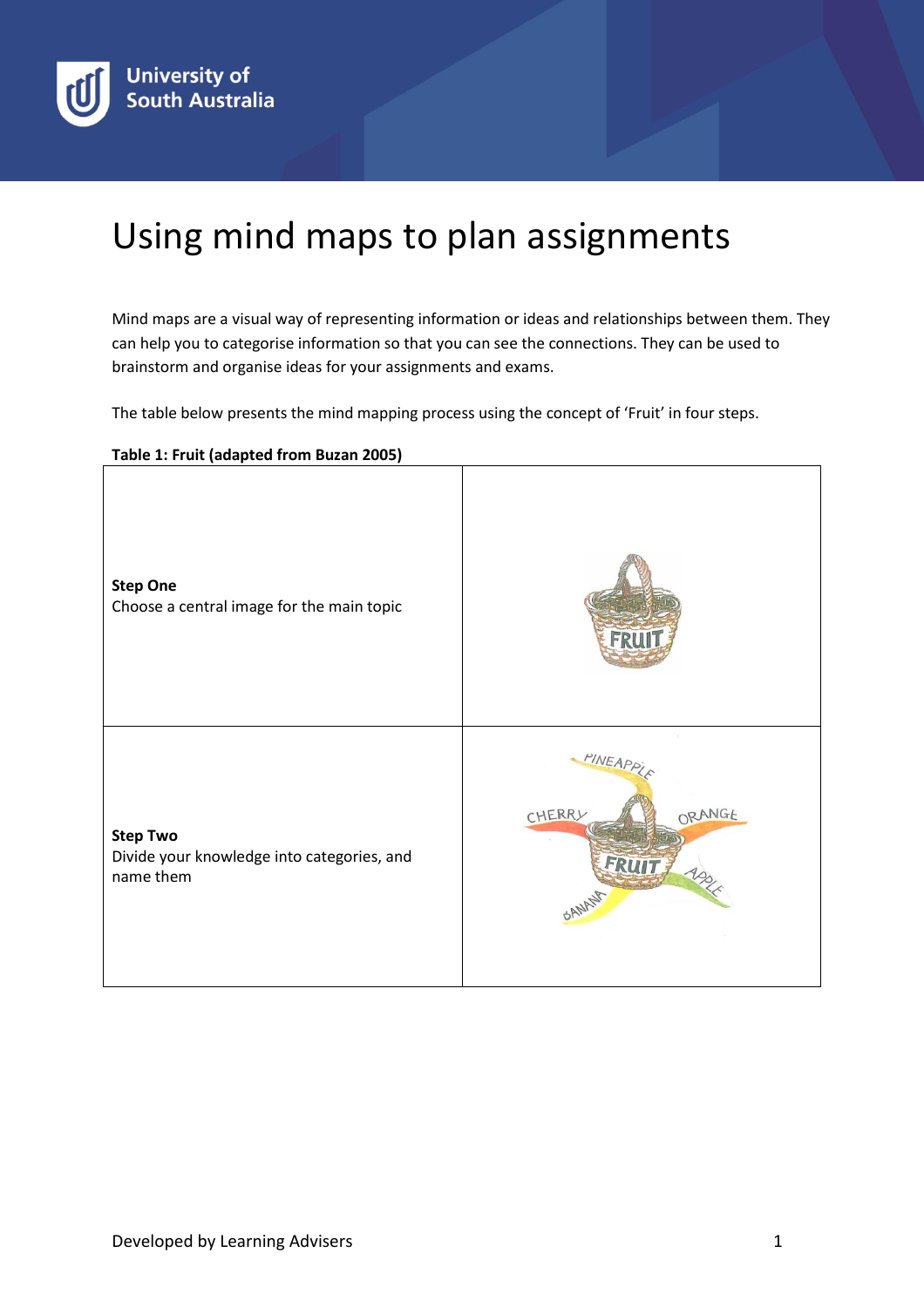# Using mind maps to plan assignments

Mind maps are a visual way of representing information or ideas and relationships between them. They can help you to categorise information so that you can see the connections. They can be used to brainstorm and organise ideas for your assignments and exams.

The table below presents the mind mapping process using the concept of 'Fruit' in four steps.

**Table 1: Fruit (adapted from Buzan 2005)**

| | |
|---|---|
| **Step One**<br>Choose a central image for the main topic | |
| **Step Two**<br>Divide your knowledge into categories, and name them | |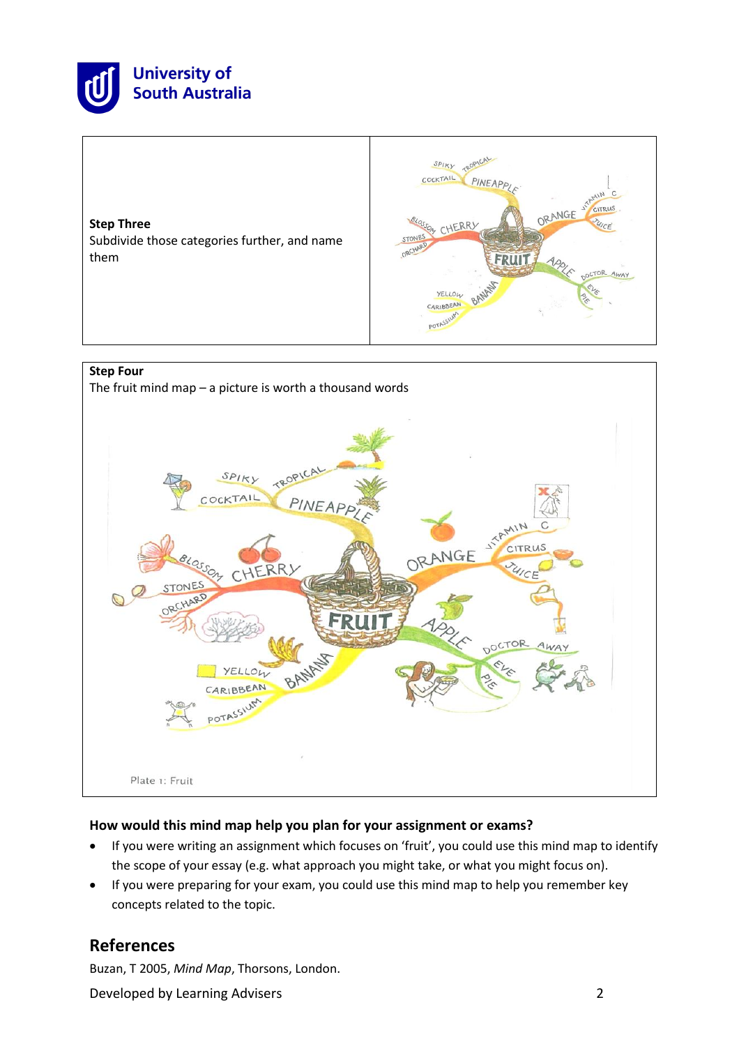**Step Three**
Subdivide those categories further, and name them

**Step Four**
The fruit mind map – a picture is worth a thousand words

Plate 1: Fruit

**How would this mind map help you plan for your assignment or exams?**

- If you were writing an assignment which focuses on 'fruit', you could use this mind map to identify the scope of your essay (e.g. what approach you might take, or what you might focus on).
- If you were preparing for your exam, you could use this mind map to help you remember key concepts related to the topic.

## References

Buzan, T 2005, *Mind Map*, Thorsons, London.

Developed by Learning Advisers